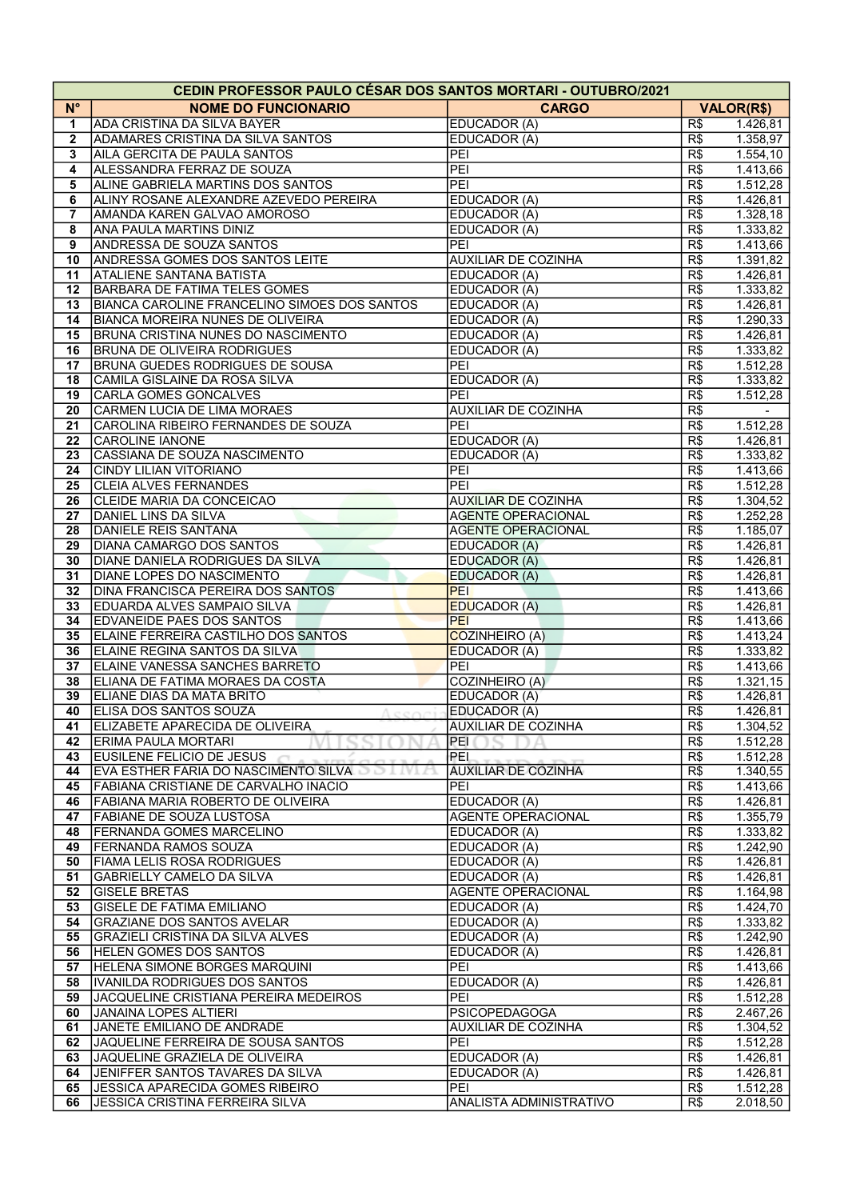| CEDIN PROFESSOR PAULO CÉSAR DOS SANTOS MORTARI - OUTUBRO/2021 | | | |
|---|---|---|---|
| **N°** | **NOME DO FUNCIONARIO** | **CARGO** | **VALOR(R$)** |
| 1 | ADA CRISTINA DA SILVA BAYER | EDUCADOR (A) | R$ 1.426,81 |
| 2 | ADAMARES CRISTINA DA SILVA SANTOS | EDUCADOR (A) | R$ 1.358,97 |
| 3 | AILA GERCITA DE PAULA SANTOS | PEI | R$ 1.554,10 |
| 4 | ALESSANDRA FERRAZ DE SOUZA | PEI | R$ 1.413,66 |
| 5 | ALINE GABRIELA MARTINS DOS SANTOS | PEI | R$ 1.512,28 |
| 6 | ALINY ROSANE ALEXANDRE AZEVEDO PEREIRA | EDUCADOR (A) | R$ 1.426,81 |
| 7 | AMANDA KAREN GALVAO AMOROSO | EDUCADOR (A) | R$ 1.328,18 |
| 8 | ANA PAULA MARTINS DINIZ | EDUCADOR (A) | R$ 1.333,82 |
| 9 | ANDRESSA DE SOUZA SANTOS | PEI | R$ 1.413,66 |
| 10 | ANDRESSA GOMES DOS SANTOS LEITE | AUXILIAR DE COZINHA | R$ 1.391,82 |
| 11 | ATALIENE SANTANA BATISTA | EDUCADOR (A) | R$ 1.426,81 |
| 12 | BARBARA DE FATIMA TELES GOMES | EDUCADOR (A) | R$ 1.333,82 |
| 13 | BIANCA CAROLINE FRANCELINO SIMOES DOS SANTOS | EDUCADOR (A) | R$ 1.426,81 |
| 14 | BIANCA MOREIRA NUNES DE OLIVEIRA | EDUCADOR (A) | R$ 1.290,33 |
| 15 | BRUNA CRISTINA NUNES DO NASCIMENTO | EDUCADOR (A) | R$ 1.426,81 |
| 16 | BRUNA DE OLIVEIRA RODRIGUES | EDUCADOR (A) | R$ 1.333,82 |
| 17 | BRUNA GUEDES RODRIGUES DE SOUSA | PEI | R$ 1.512,28 |
| 18 | CAMILA GISLAINE DA ROSA SILVA | EDUCADOR (A) | R$ 1.333,82 |
| 19 | CARLA GOMES GONCALVES | PEI | R$ 1.512,28 |
| 20 | CARMEN LUCIA DE LIMA MORAES | AUXILIAR DE COZINHA | R$ - |
| 21 | CAROLINA RIBEIRO FERNANDES DE SOUZA | PEI | R$ 1.512,28 |
| 22 | CAROLINE IANONE | EDUCADOR (A) | R$ 1.426,81 |
| 23 | CASSIANA DE SOUZA NASCIMENTO | EDUCADOR (A) | R$ 1.333,82 |
| 24 | CINDY LILIAN VITORIANO | PEI | R$ 1.413,66 |
| 25 | CLEIA ALVES FERNANDES | PEI | R$ 1.512,28 |
| 26 | CLEIDE MARIA DA CONCEICAO | AUXILIAR DE COZINHA | R$ 1.304,52 |
| 27 | DANIEL LINS DA SILVA | AGENTE OPERACIONAL | R$ 1.252,28 |
| 28 | DANIELE REIS SANTANA | AGENTE OPERACIONAL | R$ 1.185,07 |
| 29 | DIANA CAMARGO DOS SANTOS | EDUCADOR (A) | R$ 1.426,81 |
| 30 | DIANE DANIELA RODRIGUES DA SILVA | EDUCADOR (A) | R$ 1.426,81 |
| 31 | DIANE LOPES DO NASCIMENTO | EDUCADOR (A) | R$ 1.426,81 |
| 32 | DINA FRANCISCA PEREIRA DOS SANTOS | PEI | R$ 1.413,66 |
| 33 | EDUARDA ALVES SAMPAIO SILVA | EDUCADOR (A) | R$ 1.426,81 |
| 34 | EDVANEIDE PAES DOS SANTOS | PEI | R$ 1.413,66 |
| 35 | ELAINE FERREIRA CASTILHO DOS SANTOS | COZINHEIRO (A) | R$ 1.413,24 |
| 36 | ELAINE REGINA SANTOS DA SILVA | EDUCADOR (A) | R$ 1.333,82 |
| 37 | ELAINE VANESSA SANCHES BARRETO | PEI | R$ 1.413,66 |
| 38 | ELIANA DE FATIMA MORAES DA COSTA | COZINHEIRO (A) | R$ 1.321,15 |
| 39 | ELIANE DIAS DA MATA BRITO | EDUCADOR (A) | R$ 1.426,81 |
| 40 | ELISA DOS SANTOS SOUZA | EDUCADOR (A) | R$ 1.426,81 |
| 41 | ELIZABETE APARECIDA DE OLIVEIRA | AUXILIAR DE COZINHA | R$ 1.304,52 |
| 42 | ERIMA PAULA MORTARI | PEI | R$ 1.512,28 |
| 43 | EUSILENE FELICIO DE JESUS | PEI | R$ 1.512,28 |
| 44 | EVA ESTHER FARIA DO NASCIMENTO SILVA | AUXILIAR DE COZINHA | R$ 1.340,55 |
| 45 | FABIANA CRISTIANE DE CARVALHO INACIO | PEI | R$ 1.413,66 |
| 46 | FABIANA MARIA ROBERTO DE OLIVEIRA | EDUCADOR (A) | R$ 1.426,81 |
| 47 | FABIANE DE SOUZA LUSTOSA | AGENTE OPERACIONAL | R$ 1.355,79 |
| 48 | FERNANDA GOMES MARCELINO | EDUCADOR (A) | R$ 1.333,82 |
| 49 | FERNANDA RAMOS SOUZA | EDUCADOR (A) | R$ 1.242,90 |
| 50 | FIAMA LELIS ROSA RODRIGUES | EDUCADOR (A) | R$ 1.426,81 |
| 51 | GABRIELLY CAMELO DA SILVA | EDUCADOR (A) | R$ 1.426,81 |
| 52 | GISELE BRETAS | AGENTE OPERACIONAL | R$ 1.164,98 |
| 53 | GISELE DE FATIMA EMILIANO | EDUCADOR (A) | R$ 1.424,70 |
| 54 | GRAZIANE DOS SANTOS AVELAR | EDUCADOR (A) | R$ 1.333,82 |
| 55 | GRAZIELI CRISTINA DA SILVA ALVES | EDUCADOR (A) | R$ 1.242,90 |
| 56 | HELEN GOMES DOS SANTOS | EDUCADOR (A) | R$ 1.426,81 |
| 57 | HELENA SIMONE BORGES MARQUINI | PEI | R$ 1.413,66 |
| 58 | IVANILDA RODRIGUES DOS SANTOS | EDUCADOR (A) | R$ 1.426,81 |
| 59 | JACQUELINE CRISTIANA PEREIRA MEDEIROS | PEI | R$ 1.512,28 |
| 60 | JANAINA LOPES ALTIERI | PSICOPEDAGOGA | R$ 2.467,26 |
| 61 | JANETE EMILIANO DE ANDRADE | AUXILIAR DE COZINHA | R$ 1.304,52 |
| 62 | JAQUELINE FERREIRA DE SOUSA SANTOS | PEI | R$ 1.512,28 |
| 63 | JAQUELINE GRAZIELA DE OLIVEIRA | EDUCADOR (A) | R$ 1.426,81 |
| 64 | JENIFFER SANTOS TAVARES DA SILVA | EDUCADOR (A) | R$ 1.426,81 |
| 65 | JESSICA APARECIDA GOMES RIBEIRO | PEI | R$ 1.512,28 |
| 66 | JESSICA CRISTINA FERREIRA SILVA | ANALISTA ADMINISTRATIVO | R$ 2.018,50 |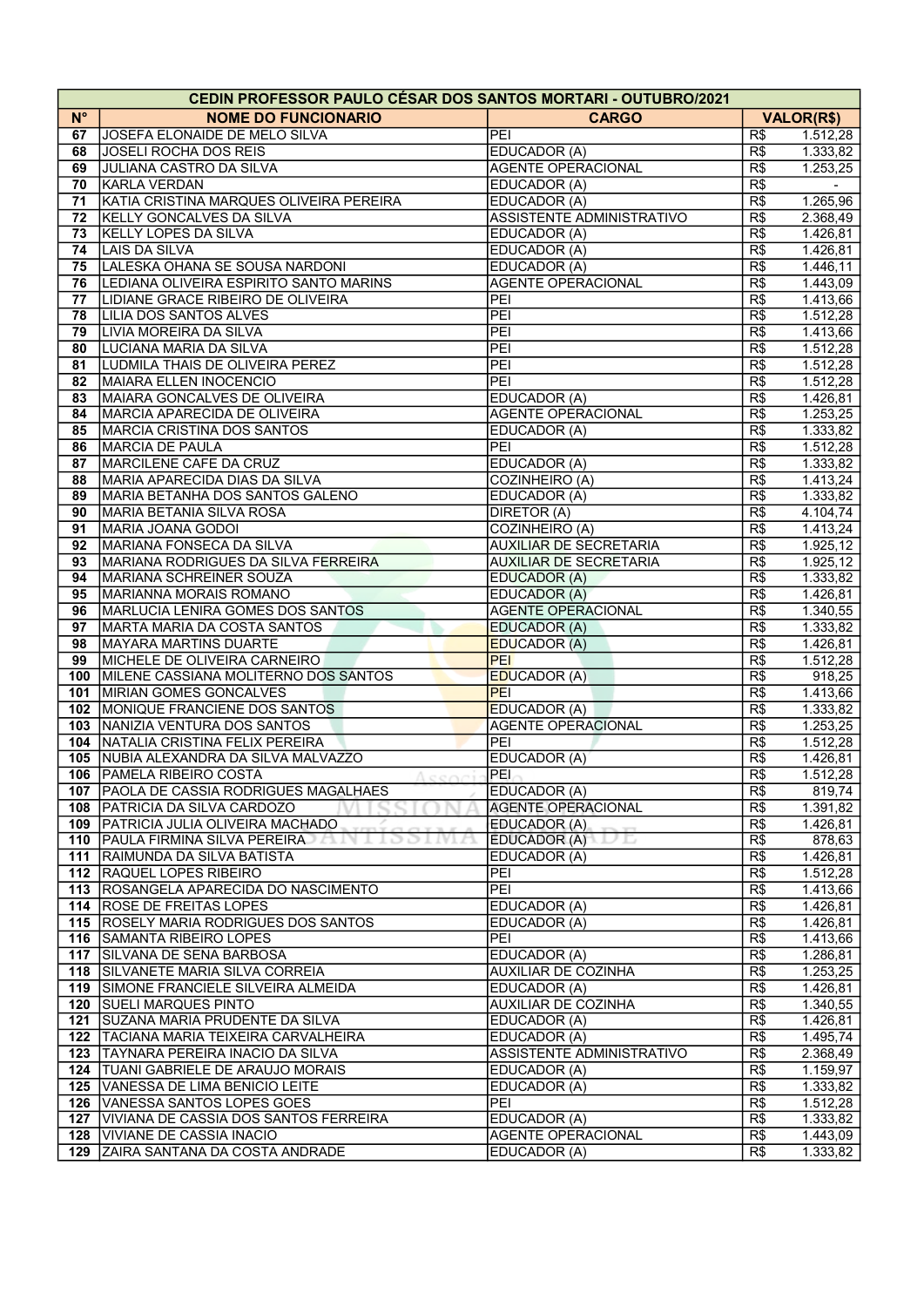| CEDIN PROFESSOR PAULO CÉSAR DOS SANTOS MORTARI - OUTUBRO/2021 | | | |
|---|---|---|---|
| **N°** | **NOME DO FUNCIONARIO** | **CARGO** | **VALOR(R$)** |
| 67 | JOSEFA ELONAIDE DE MELO SILVA | PEI | R$ 1.512,28 |
| 68 | JOSELI ROCHA DOS REIS | EDUCADOR (A) | R$ 1.333,82 |
| 69 | JULIANA CASTRO DA SILVA | AGENTE OPERACIONAL | R$ 1.253,25 |
| 70 | KARLA VERDAN | EDUCADOR (A) | R$ - |
| 71 | KATIA CRISTINA MARQUES OLIVEIRA PEREIRA | EDUCADOR (A) | R$ 1.265,96 |
| 72 | KELLY GONCALVES DA SILVA | ASSISTENTE ADMINISTRATIVO | R$ 2.368,49 |
| 73 | KELLY LOPES DA SILVA | EDUCADOR (A) | R$ 1.426,81 |
| 74 | LAIS DA SILVA | EDUCADOR (A) | R$ 1.426,81 |
| 75 | LALESKA OHANA SE SOUSA NARDONI | EDUCADOR (A) | R$ 1.446,11 |
| 76 | LEDIANA OLIVEIRA ESPIRITO SANTO MARINS | AGENTE OPERACIONAL | R$ 1.443,09 |
| 77 | LIDIANE GRACE RIBEIRO DE OLIVEIRA | PEI | R$ 1.413,66 |
| 78 | LILIA DOS SANTOS ALVES | PEI | R$ 1.512,28 |
| 79 | LIVIA MOREIRA DA SILVA | PEI | R$ 1.413,66 |
| 80 | LUCIANA MARIA DA SILVA | PEI | R$ 1.512,28 |
| 81 | LUDMILA THAIS DE OLIVEIRA PEREZ | PEI | R$ 1.512,28 |
| 82 | MAIARA ELLEN INOCENCIO | PEI | R$ 1.512,28 |
| 83 | MAIARA GONCALVES DE OLIVEIRA | EDUCADOR (A) | R$ 1.426,81 |
| 84 | MARCIA APARECIDA DE OLIVEIRA | AGENTE OPERACIONAL | R$ 1.253,25 |
| 85 | MARCIA CRISTINA DOS SANTOS | EDUCADOR (A) | R$ 1.333,82 |
| 86 | MARCIA DE PAULA | PEI | R$ 1.512,28 |
| 87 | MARCILENE CAFE DA CRUZ | EDUCADOR (A) | R$ 1.333,82 |
| 88 | MARIA APARECIDA DIAS DA SILVA | COZINHEIRO (A) | R$ 1.413,24 |
| 89 | MARIA BETANHA DOS SANTOS GALENO | EDUCADOR (A) | R$ 1.333,82 |
| 90 | MARIA BETANIA SILVA ROSA | DIRETOR (A) | R$ 4.104,74 |
| 91 | MARIA JOANA GODOI | COZINHEIRO (A) | R$ 1.413,24 |
| 92 | MARIANA FONSECA DA SILVA | AUXILIAR DE SECRETARIA | R$ 1.925,12 |
| 93 | MARIANA RODRIGUES DA SILVA FERREIRA | AUXILIAR DE SECRETARIA | R$ 1.925,12 |
| 94 | MARIANA SCHREINER SOUZA | EDUCADOR (A) | R$ 1.333,82 |
| 95 | MARIANNA MORAIS ROMANO | EDUCADOR (A) | R$ 1.426,81 |
| 96 | MARLUCIA LENIRA GOMES DOS SANTOS | AGENTE OPERACIONAL | R$ 1.340,55 |
| 97 | MARTA MARIA DA COSTA SANTOS | EDUCADOR (A) | R$ 1.333,82 |
| 98 | MAYARA MARTINS DUARTE | EDUCADOR (A) | R$ 1.426,81 |
| 99 | MICHELE DE OLIVEIRA CARNEIRO | PEI | R$ 1.512,28 |
| 100 | MILENE CASSIANA MOLITERNO DOS SANTOS | EDUCADOR (A) | R$ 918,25 |
| 101 | MIRIAN GOMES GONCALVES | PEI | R$ 1.413,66 |
| 102 | MONIQUE FRANCIENE DOS SANTOS | EDUCADOR (A) | R$ 1.333,82 |
| 103 | NANIZIA VENTURA DOS SANTOS | AGENTE OPERACIONAL | R$ 1.253,25 |
| 104 | NATALIA CRISTINA FELIX PEREIRA | PEI | R$ 1.512,28 |
| 105 | NUBIA ALEXANDRA DA SILVA MALVAZZO | EDUCADOR (A) | R$ 1.426,81 |
| 106 | PAMELA RIBEIRO COSTA | PEI | R$ 1.512,28 |
| 107 | PAOLA DE CASSIA RODRIGUES MAGALHAES | EDUCADOR (A) | R$ 819,74 |
| 108 | PATRICIA DA SILVA CARDOZO | AGENTE OPERACIONAL | R$ 1.391,82 |
| 109 | PATRICIA JULIA OLIVEIRA MACHADO | EDUCADOR (A) | R$ 1.426,81 |
| 110 | PAULA FIRMINA SILVA PEREIRA | EDUCADOR (A) | R$ 878,63 |
| 111 | RAIMUNDA DA SILVA BATISTA | EDUCADOR (A) | R$ 1.426,81 |
| 112 | RAQUEL LOPES RIBEIRO | PEI | R$ 1.512,28 |
| 113 | ROSANGELA APARECIDA DO NASCIMENTO | PEI | R$ 1.413,66 |
| 114 | ROSE DE FREITAS LOPES | EDUCADOR (A) | R$ 1.426,81 |
| 115 | ROSELY MARIA RODRIGUES DOS SANTOS | EDUCADOR (A) | R$ 1.426,81 |
| 116 | SAMANTA RIBEIRO LOPES | PEI | R$ 1.413,66 |
| 117 | SILVANA DE SENA BARBOSA | EDUCADOR (A) | R$ 1.286,81 |
| 118 | SILVANETE MARIA SILVA CORREIA | AUXILIAR DE COZINHA | R$ 1.253,25 |
| 119 | SIMONE FRANCIELE SILVEIRA ALMEIDA | EDUCADOR (A) | R$ 1.426,81 |
| 120 | SUELI MARQUES PINTO | AUXILIAR DE COZINHA | R$ 1.340,55 |
| 121 | SUZANA MARIA PRUDENTE DA SILVA | EDUCADOR (A) | R$ 1.426,81 |
| 122 | TACIANA MARIA TEIXEIRA CARVALHEIRA | EDUCADOR (A) | R$ 1.495,74 |
| 123 | TAYNARA PEREIRA INACIO DA SILVA | ASSISTENTE ADMINISTRATIVO | R$ 2.368,49 |
| 124 | TUANI GABRIELE DE ARAUJO MORAIS | EDUCADOR (A) | R$ 1.159,97 |
| 125 | VANESSA DE LIMA BENICIO LEITE | EDUCADOR (A) | R$ 1.333,82 |
| 126 | VANESSA SANTOS LOPES GOES | PEI | R$ 1.512,28 |
| 127 | VIVIANA DE CASSIA DOS SANTOS FERREIRA | EDUCADOR (A) | R$ 1.333,82 |
| 128 | VIVIANE DE CASSIA INACIO | AGENTE OPERACIONAL | R$ 1.443,09 |
| 129 | ZAIRA SANTANA DA COSTA ANDRADE | EDUCADOR (A) | R$ 1.333,82 |